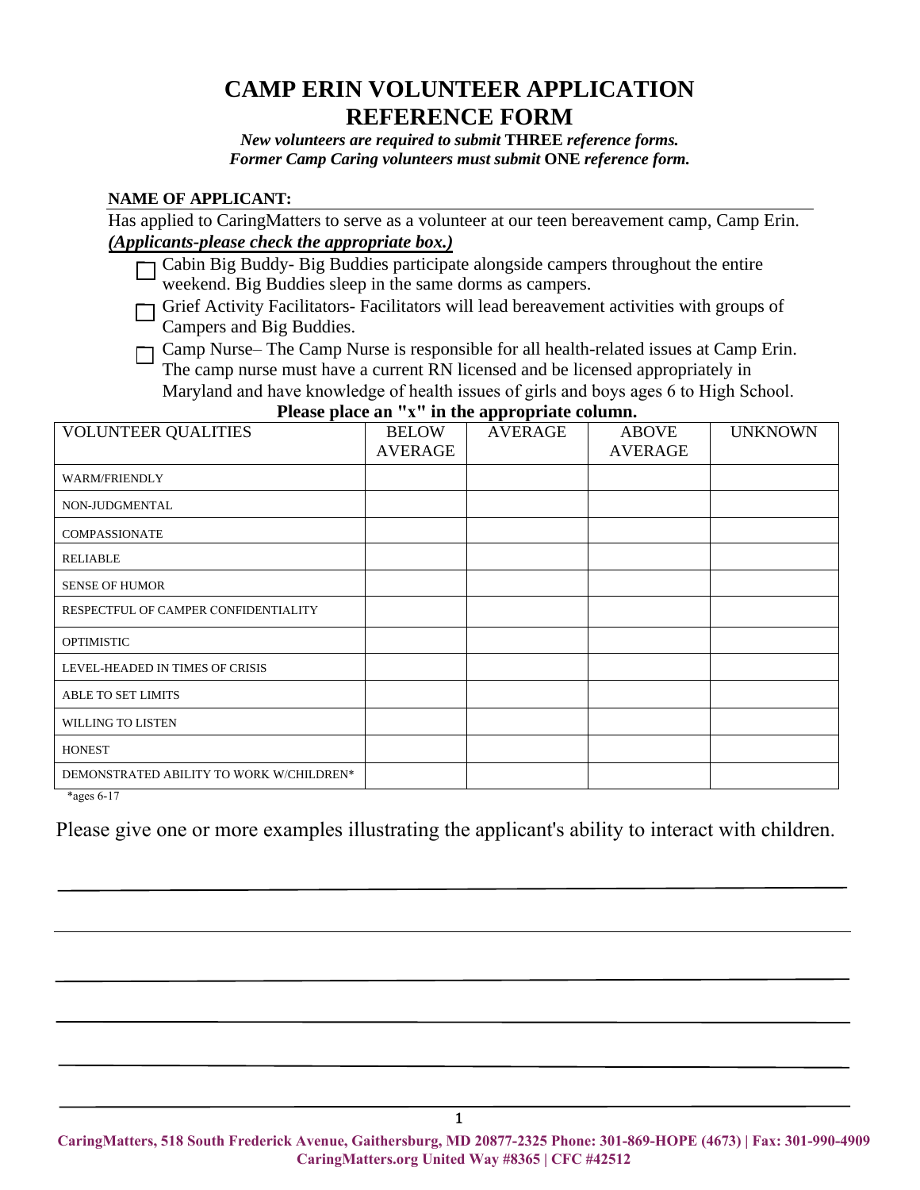# CAMP ERIN VOLUNTEER APPLICATION REFERENCE FORM

***New volunteers are required to submit* THREE *reference forms.***
***Former Camp Caring volunteers must submit* ONE *reference form.***

**NAME OF APPLICANT:**

Has applied to CaringMatters to serve as a volunteer at our teen bereavement camp, Camp Erin.
***(Applicants-please check the appropriate box.)***

- ☐ Cabin Big Buddy- Big Buddies participate alongside campers throughout the entire weekend. Big Buddies sleep in the same dorms as campers.
- ☐ Grief Activity Facilitators- Facilitators will lead bereavement activities with groups of Campers and Big Buddies.
- ☐ Camp Nurse– The Camp Nurse is responsible for all health-related issues at Camp Erin. The camp nurse must have a current RN licensed and be licensed appropriately in Maryland and have knowledge of health issues of girls and boys ages 6 to High School.

**Please place an "x" in the appropriate column.**

| VOLUNTEER QUALITIES | BELOW AVERAGE | AVERAGE | ABOVE AVERAGE | UNKNOWN |
|---|---|---|---|---|
| WARM/FRIENDLY | | | | |
| NON-JUDGMENTAL | | | | |
| COMPASSIONATE | | | | |
| RELIABLE | | | | |
| SENSE OF HUMOR | | | | |
| RESPECTFUL OF CAMPER CONFIDENTIALITY | | | | |
| OPTIMISTIC | | | | |
| LEVEL-HEADED IN TIMES OF CRISIS | | | | |
| ABLE TO SET LIMITS | | | | |
| WILLING TO LISTEN | | | | |
| HONEST | | | | |
| DEMONSTRATED ABILITY TO WORK W/CHILDREN* | | | | |

*ages 6-17

Please give one or more examples illustrating the applicant's ability to interact with children.

______________________________________________________________________

______________________________________________________________________

______________________________________________________________________

______________________________________________________________________

______________________________________________________________________

______________________________________________________________________

**CaringMatters, 518 South Frederick Avenue, Gaithersburg, MD 20877-2325 Phone: 301-869-HOPE (4673) | Fax: 301-990-4909**
**CaringMatters.org United Way #8365 | CFC #42512**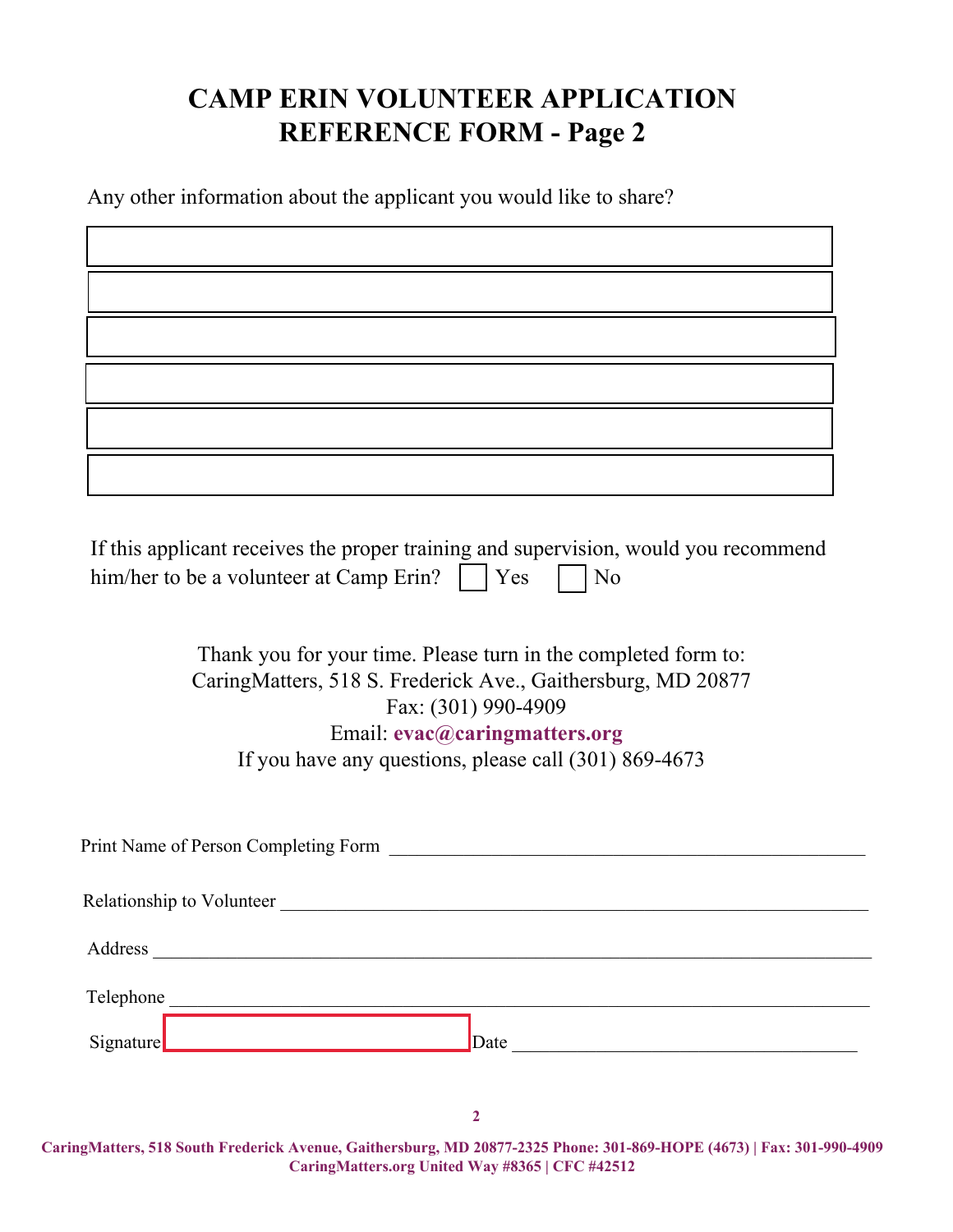# CAMP ERIN VOLUNTEER APPLICATION REFERENCE FORM - Page 2

Any other information about the applicant you would like to share?

If this applicant receives the proper training and supervision, would you recommend him/her to be a volunteer at Camp Erin? ☐ Yes ☐ No

Thank you for your time. Please turn in the completed form to:
CaringMatters, 518 S. Frederick Ave., Gaithersburg, MD 20877
Fax: (301) 990-4909
Email: **evac@caringmatters.org**
If you have any questions, please call (301) 869-4673

Print Name of Person Completing Form ________________________________________________

Relationship to Volunteer ________________________________________________

Address ________________________________________________

Telephone ________________________________________________

Signature ____________________ Date ____________________

**CaringMatters, 518 South Frederick Avenue, Gaithersburg, MD 20877-2325 Phone: 301-869-HOPE (4673) | Fax: 301-990-4909**
**CaringMatters.org United Way #8365 | CFC #42512**